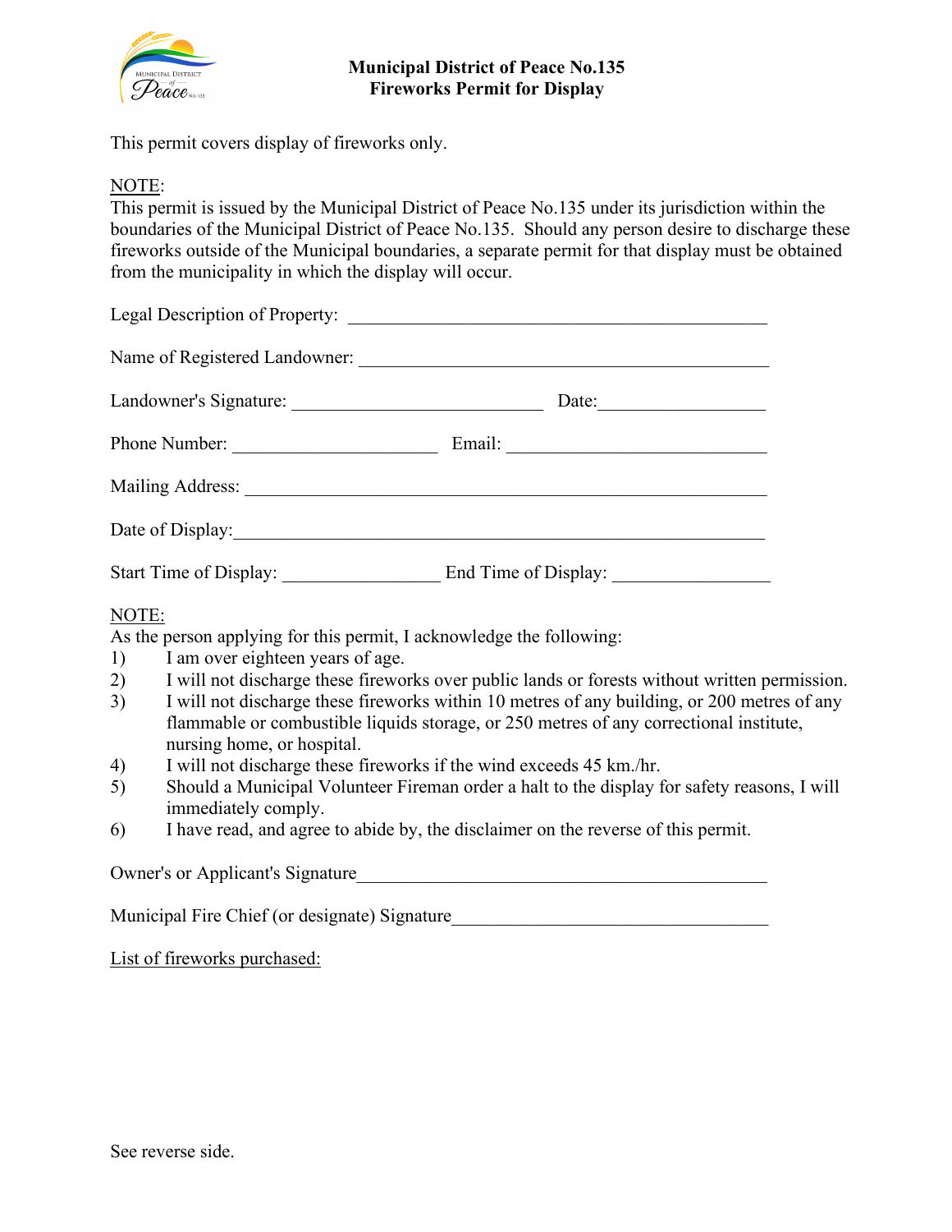# Municipal District of Peace No.135
## Fireworks Permit for Display

This permit covers display of fireworks only.

NOTE:
This permit is issued by the Municipal District of Peace No.135 under its jurisdiction within the boundaries of the Municipal District of Peace No.135. Should any person desire to discharge these fireworks outside of the Municipal boundaries, a separate permit for that display must be obtained from the municipality in which the display will occur.

Legal Description of Property: ______________________________________________

Name of Registered Landowner: ______________________________________________

Landowner's Signature: ____________________________ Date:__________________

Phone Number: ______________________ Email: ____________________________

Mailing Address: ________________________________________________________

Date of Display:__________________________________________________________

Start Time of Display: _________________ End Time of Display: _________________

NOTE:
As the person applying for this permit, I acknowledge the following:

1) I am over eighteen years of age.
2) I will not discharge these fireworks over public lands or forests without written permission.
3) I will not discharge these fireworks within 10 metres of any building, or 200 metres of any flammable or combustible liquids storage, or 250 metres of any correctional institute, nursing home, or hospital.
4) I will not discharge these fireworks if the wind exceeds 45 km./hr.
5) Should a Municipal Volunteer Fireman order a halt to the display for safety reasons, I will immediately comply.
6) I have read, and agree to abide by, the disclaimer on the reverse of this permit.

Owner's or Applicant's Signature____________________________________________

Municipal Fire Chief (or designate) Signature________________________________

List of fireworks purchased:

See reverse side.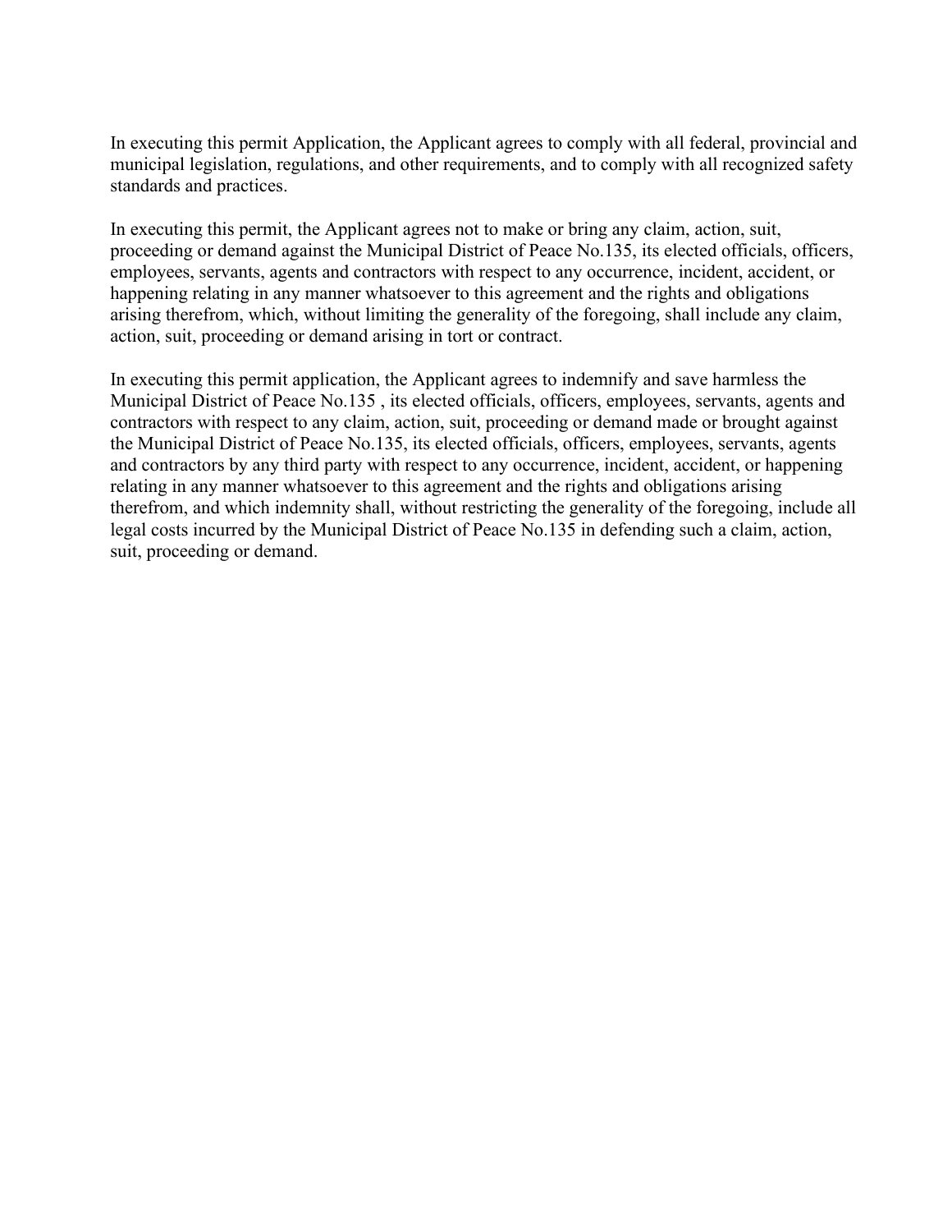In executing this permit Application, the Applicant agrees to comply with all federal, provincial and municipal legislation, regulations, and other requirements, and to comply with all recognized safety standards and practices.

In executing this permit, the Applicant agrees not to make or bring any claim, action, suit, proceeding or demand against the Municipal District of Peace No.135, its elected officials, officers, employees, servants, agents and contractors with respect to any occurrence, incident, accident, or happening relating in any manner whatsoever to this agreement and the rights and obligations arising therefrom, which, without limiting the generality of the foregoing, shall include any claim, action, suit, proceeding or demand arising in tort or contract.

In executing this permit application, the Applicant agrees to indemnify and save harmless the Municipal District of Peace No.135 , its elected officials, officers, employees, servants, agents and contractors with respect to any claim, action, suit, proceeding or demand made or brought against the Municipal District of Peace No.135, its elected officials, officers, employees, servants, agents and contractors by any third party with respect to any occurrence, incident, accident, or happening relating in any manner whatsoever to this agreement and the rights and obligations arising therefrom, and which indemnity shall, without restricting the generality of the foregoing, include all legal costs incurred by the Municipal District of Peace No.135 in defending such a claim, action, suit, proceeding or demand.